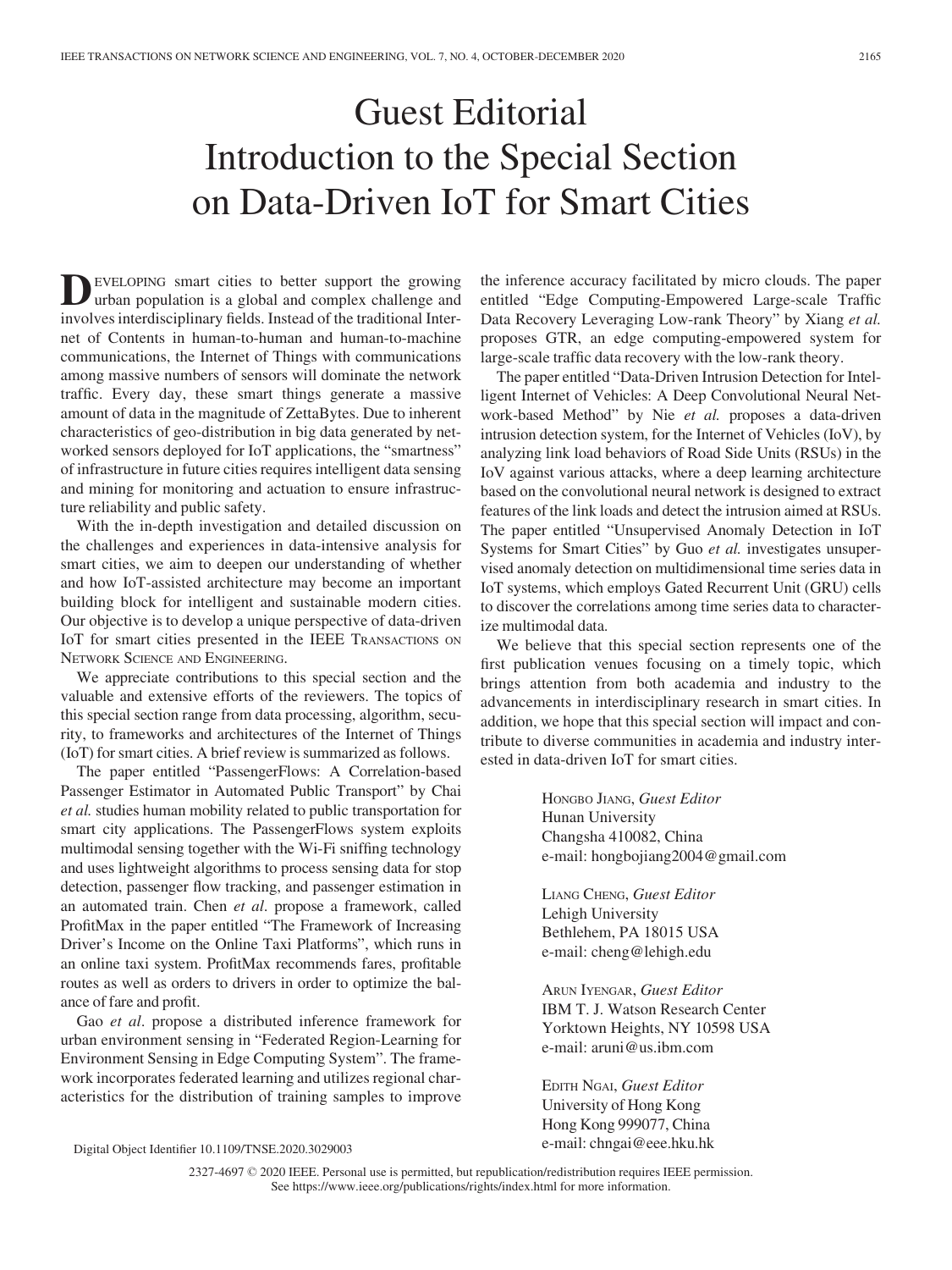# Guest Editorial
# Introduction to the Special Section on Data-Driven IoT for Smart Cities

Developing smart cities to better support the growing urban population is a global and complex challenge and involves interdisciplinary fields. Instead of the traditional Internet of Contents in human-to-human and human-to-machine communications, the Internet of Things with communications among massive numbers of sensors will dominate the network traffic. Every day, these smart things generate a massive amount of data in the magnitude of ZettaBytes. Due to inherent characteristics of geo-distribution in big data generated by networked sensors deployed for IoT applications, the "smartness" of infrastructure in future cities requires intelligent data sensing and mining for monitoring and actuation to ensure infrastructure reliability and public safety.

With the in-depth investigation and detailed discussion on the challenges and experiences in data-intensive analysis for smart cities, we aim to deepen our understanding of whether and how IoT-assisted architecture may become an important building block for intelligent and sustainable modern cities. Our objective is to develop a unique perspective of data-driven IoT for smart cities presented in the IEEE Transactions on Network Science and Engineering.

We appreciate contributions to this special section and the valuable and extensive efforts of the reviewers. The topics of this special section range from data processing, algorithm, security, to frameworks and architectures of the Internet of Things (IoT) for smart cities. A brief review is summarized as follows.

The paper entitled "PassengerFlows: A Correlation-based Passenger Estimator in Automated Public Transport" by Chai *et al.* studies human mobility related to public transportation for smart city applications. The PassengerFlows system exploits multimodal sensing together with the Wi-Fi sniffing technology and uses lightweight algorithms to process sensing data for stop detection, passenger flow tracking, and passenger estimation in an automated train. Chen *et al*. propose a framework, called ProfitMax in the paper entitled "The Framework of Increasing Driver's Income on the Online Taxi Platforms", which runs in an online taxi system. ProfitMax recommends fares, profitable routes as well as orders to drivers in order to optimize the balance of fare and profit.

Gao *et al*. propose a distributed inference framework for urban environment sensing in "Federated Region-Learning for Environment Sensing in Edge Computing System". The framework incorporates federated learning and utilizes regional characteristics for the distribution of training samples to improve the inference accuracy facilitated by micro clouds. The paper entitled "Edge Computing-Empowered Large-scale Traffic Data Recovery Leveraging Low-rank Theory" by Xiang *et al.* proposes GTR, an edge computing-empowered system for large-scale traffic data recovery with the low-rank theory.

The paper entitled "Data-Driven Intrusion Detection for Intelligent Internet of Vehicles: A Deep Convolutional Neural Network-based Method" by Nie *et al.* proposes a data-driven intrusion detection system, for the Internet of Vehicles (IoV), by analyzing link load behaviors of Road Side Units (RSUs) in the IoV against various attacks, where a deep learning architecture based on the convolutional neural network is designed to extract features of the link loads and detect the intrusion aimed at RSUs. The paper entitled "Unsupervised Anomaly Detection in IoT Systems for Smart Cities" by Guo *et al.* investigates unsupervised anomaly detection on multidimensional time series data in IoT systems, which employs Gated Recurrent Unit (GRU) cells to discover the correlations among time series data to characterize multimodal data.

We believe that this special section represents one of the first publication venues focusing on a timely topic, which brings attention from both academia and industry to the advancements in interdisciplinary research in smart cities. In addition, we hope that this special section will impact and contribute to diverse communities in academia and industry interested in data-driven IoT for smart cities.

Hongbo Jiang, *Guest Editor*
Hunan University
Changsha 410082, China
e-mail: hongbojiang2004@gmail.com

Liang Cheng, *Guest Editor*
Lehigh University
Bethlehem, PA 18015 USA
e-mail: cheng@lehigh.edu

Arun Iyengar, *Guest Editor*
IBM T. J. Watson Research Center
Yorktown Heights, NY 10598 USA
e-mail: aruni@us.ibm.com

Edith Ngai, *Guest Editor*
University of Hong Kong
Hong Kong 999077, China
e-mail: chngai@eee.hku.hk

Digital Object Identifier 10.1109/TNSE.2020.3029003

2327-4697 © 2020 IEEE. Personal use is permitted, but republication/redistribution requires IEEE permission.
See https://www.ieee.org/publications/rights/index.html for more information.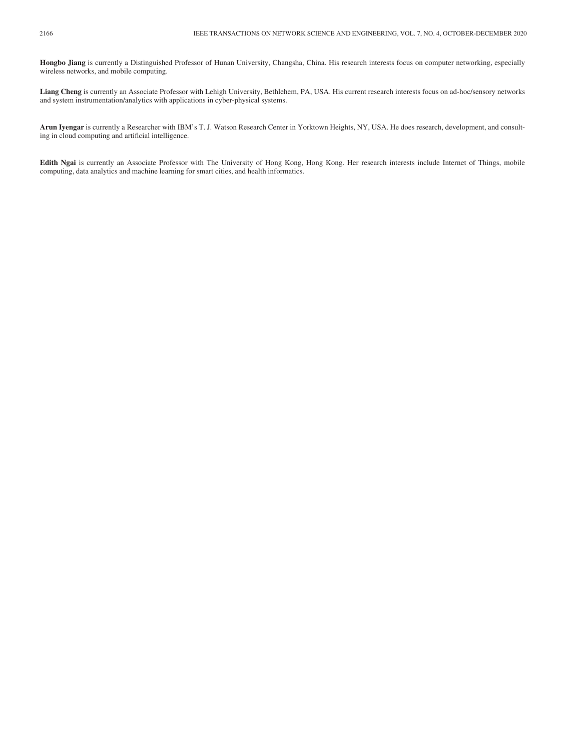**Hongbo Jiang** is currently a Distinguished Professor of Hunan University, Changsha, China. His research interests focus on computer networking, especially wireless networks, and mobile computing.

**Liang Cheng** is currently an Associate Professor with Lehigh University, Bethlehem, PA, USA. His current research interests focus on ad-hoc/sensory networks and system instrumentation/analytics with applications in cyber-physical systems.

**Arun Iyengar** is currently a Researcher with IBM's T. J. Watson Research Center in Yorktown Heights, NY, USA. He does research, development, and consulting in cloud computing and artificial intelligence.

**Edith Ngai** is currently an Associate Professor with The University of Hong Kong, Hong Kong. Her research interests include Internet of Things, mobile computing, data analytics and machine learning for smart cities, and health informatics.